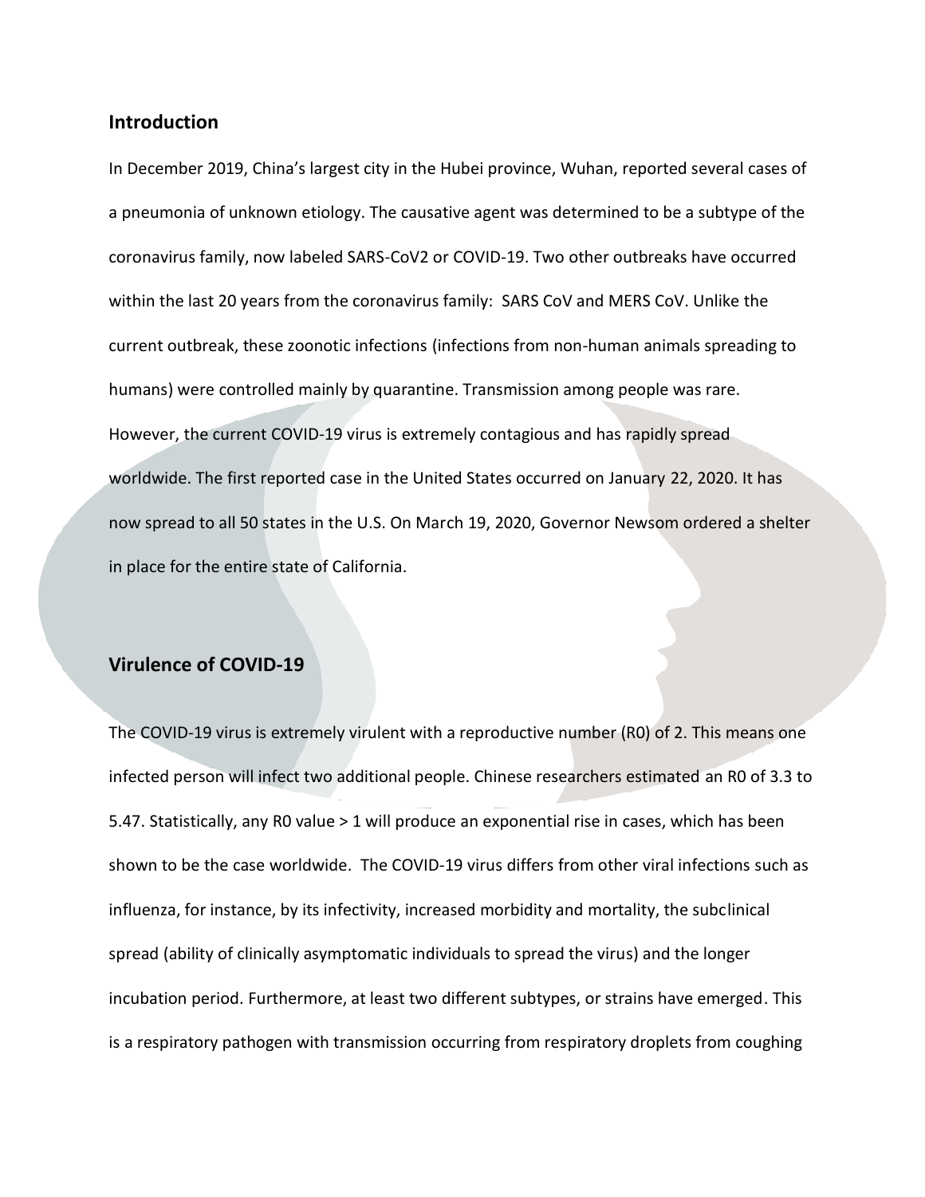## Introduction

In December 2019, China's largest city in the Hubei province, Wuhan, reported several cases of a pneumonia of unknown etiology. The causative agent was determined to be a subtype of the coronavirus family, now labeled SARS-CoV2 or COVID-19. Two other outbreaks have occurred within the last 20 years from the coronavirus family: SARS CoV and MERS CoV. Unlike the current outbreak, these zoonotic infections (infections from non-human animals spreading to humans) were controlled mainly by quarantine. Transmission among people was rare. However, the current COVID-19 virus is extremely contagious and has rapidly spread worldwide. The first reported case in the United States occurred on January 22, 2020. It has now spread to all 50 states in the U.S. On March 19, 2020, Governor Newsom ordered a shelter in place for the entire state of California.

## Virulence of COVID-19

The COVID-19 virus is extremely virulent with a reproductive number (R0) of 2. This means one infected person will infect two additional people. Chinese researchers estimated an R0 of 3.3 to 5.47. Statistically, any R0 value > 1 will produce an exponential rise in cases, which has been shown to be the case worldwide. The COVID-19 virus differs from other viral infections such as influenza, for instance, by its infectivity, increased morbidity and mortality, the subclinical spread (ability of clinically asymptomatic individuals to spread the virus) and the longer incubation period. Furthermore, at least two different subtypes, or strains have emerged. This is a respiratory pathogen with transmission occurring from respiratory droplets from coughing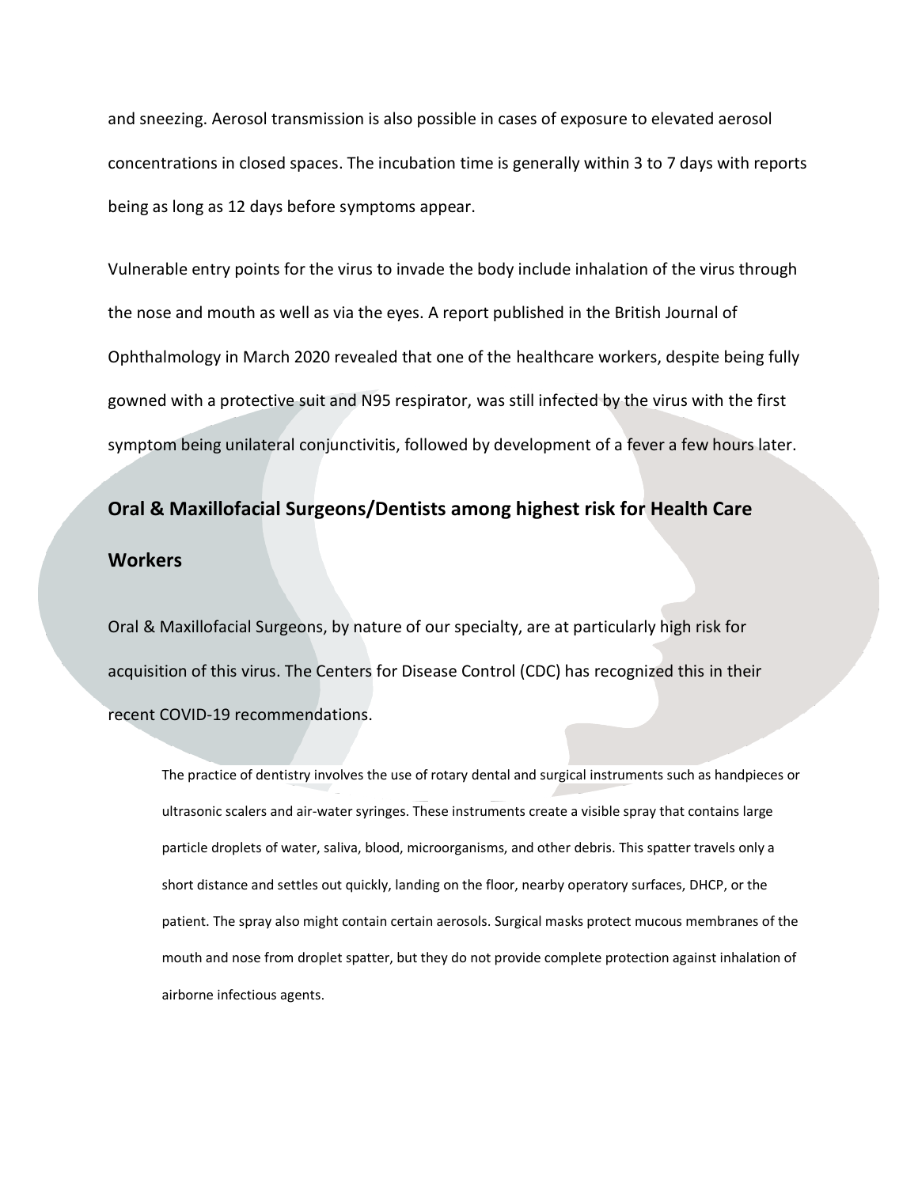and sneezing. Aerosol transmission is also possible in cases of exposure to elevated aerosol concentrations in closed spaces. The incubation time is generally within 3 to 7 days with reports being as long as 12 days before symptoms appear.

Vulnerable entry points for the virus to invade the body include inhalation of the virus through the nose and mouth as well as via the eyes. A report published in the British Journal of Ophthalmology in March 2020 revealed that one of the healthcare workers, despite being fully gowned with a protective suit and N95 respirator, was still infected by the virus with the first symptom being unilateral conjunctivitis, followed by development of a fever a few hours later.

## Oral & Maxillofacial Surgeons/Dentists among highest risk for Health Care Workers

Oral & Maxillofacial Surgeons, by nature of our specialty, are at particularly high risk for acquisition of this virus. The Centers for Disease Control (CDC) has recognized this in their recent COVID-19 recommendations.

> The practice of dentistry involves the use of rotary dental and surgical instruments such as handpieces or ultrasonic scalers and air-water syringes. These instruments create a visible spray that contains large particle droplets of water, saliva, blood, microorganisms, and other debris. This spatter travels only a short distance and settles out quickly, landing on the floor, nearby operatory surfaces, DHCP, or the patient. The spray also might contain certain aerosols. Surgical masks protect mucous membranes of the mouth and nose from droplet spatter, but they do not provide complete protection against inhalation of airborne infectious agents.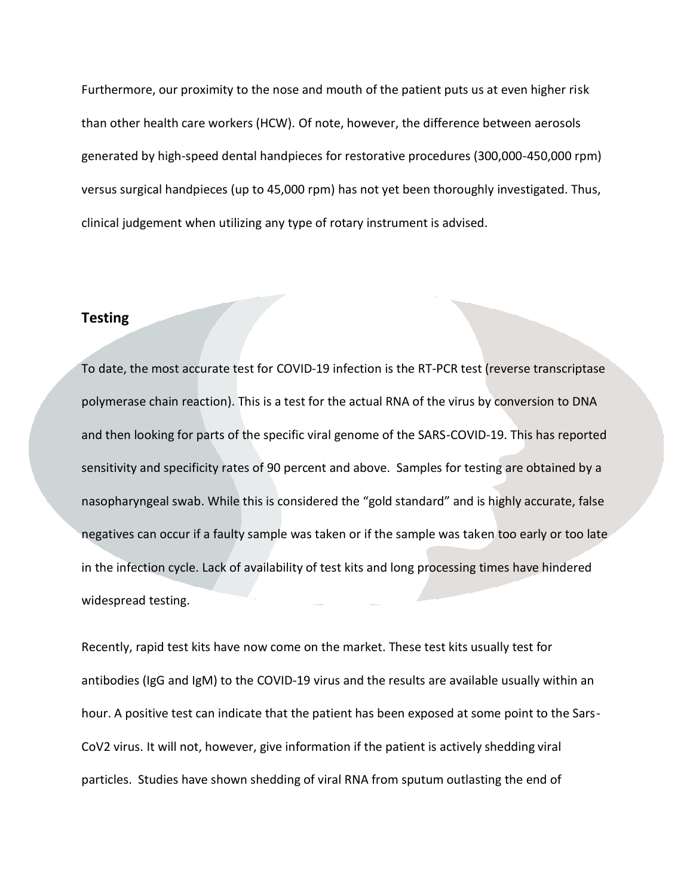Furthermore, our proximity to the nose and mouth of the patient puts us at even higher risk than other health care workers (HCW). Of note, however, the difference between aerosols generated by high-speed dental handpieces for restorative procedures (300,000-450,000 rpm) versus surgical handpieces (up to 45,000 rpm) has not yet been thoroughly investigated. Thus, clinical judgement when utilizing any type of rotary instrument is advised.

## Testing

To date, the most accurate test for COVID-19 infection is the RT-PCR test (reverse transcriptase polymerase chain reaction). This is a test for the actual RNA of the virus by conversion to DNA and then looking for parts of the specific viral genome of the SARS-COVID-19. This has reported sensitivity and specificity rates of 90 percent and above. Samples for testing are obtained by a nasopharyngeal swab. While this is considered the "gold standard" and is highly accurate, false negatives can occur if a faulty sample was taken or if the sample was taken too early or too late in the infection cycle. Lack of availability of test kits and long processing times have hindered widespread testing.

Recently, rapid test kits have now come on the market. These test kits usually test for antibodies (IgG and IgM) to the COVID-19 virus and the results are available usually within an hour. A positive test can indicate that the patient has been exposed at some point to the Sars-CoV2 virus. It will not, however, give information if the patient is actively shedding viral particles. Studies have shown shedding of viral RNA from sputum outlasting the end of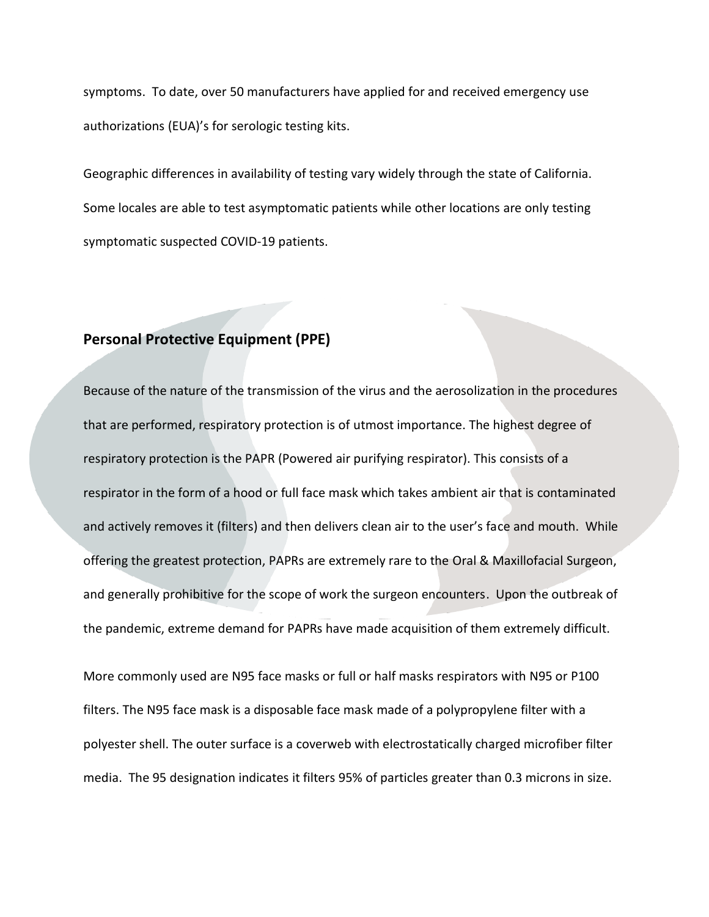symptoms. To date, over 50 manufacturers have applied for and received emergency use authorizations (EUA)'s for serologic testing kits.

Geographic differences in availability of testing vary widely through the state of California. Some locales are able to test asymptomatic patients while other locations are only testing symptomatic suspected COVID-19 patients.

## Personal Protective Equipment (PPE)

Because of the nature of the transmission of the virus and the aerosolization in the procedures that are performed, respiratory protection is of utmost importance. The highest degree of respiratory protection is the PAPR (Powered air purifying respirator). This consists of a respirator in the form of a hood or full face mask which takes ambient air that is contaminated and actively removes it (filters) and then delivers clean air to the user's face and mouth. While offering the greatest protection, PAPRs are extremely rare to the Oral & Maxillofacial Surgeon, and generally prohibitive for the scope of work the surgeon encounters. Upon the outbreak of the pandemic, extreme demand for PAPRs have made acquisition of them extremely difficult.

More commonly used are N95 face masks or full or half masks respirators with N95 or P100 filters. The N95 face mask is a disposable face mask made of a polypropylene filter with a polyester shell. The outer surface is a coverweb with electrostatically charged microfiber filter media. The 95 designation indicates it filters 95% of particles greater than 0.3 microns in size.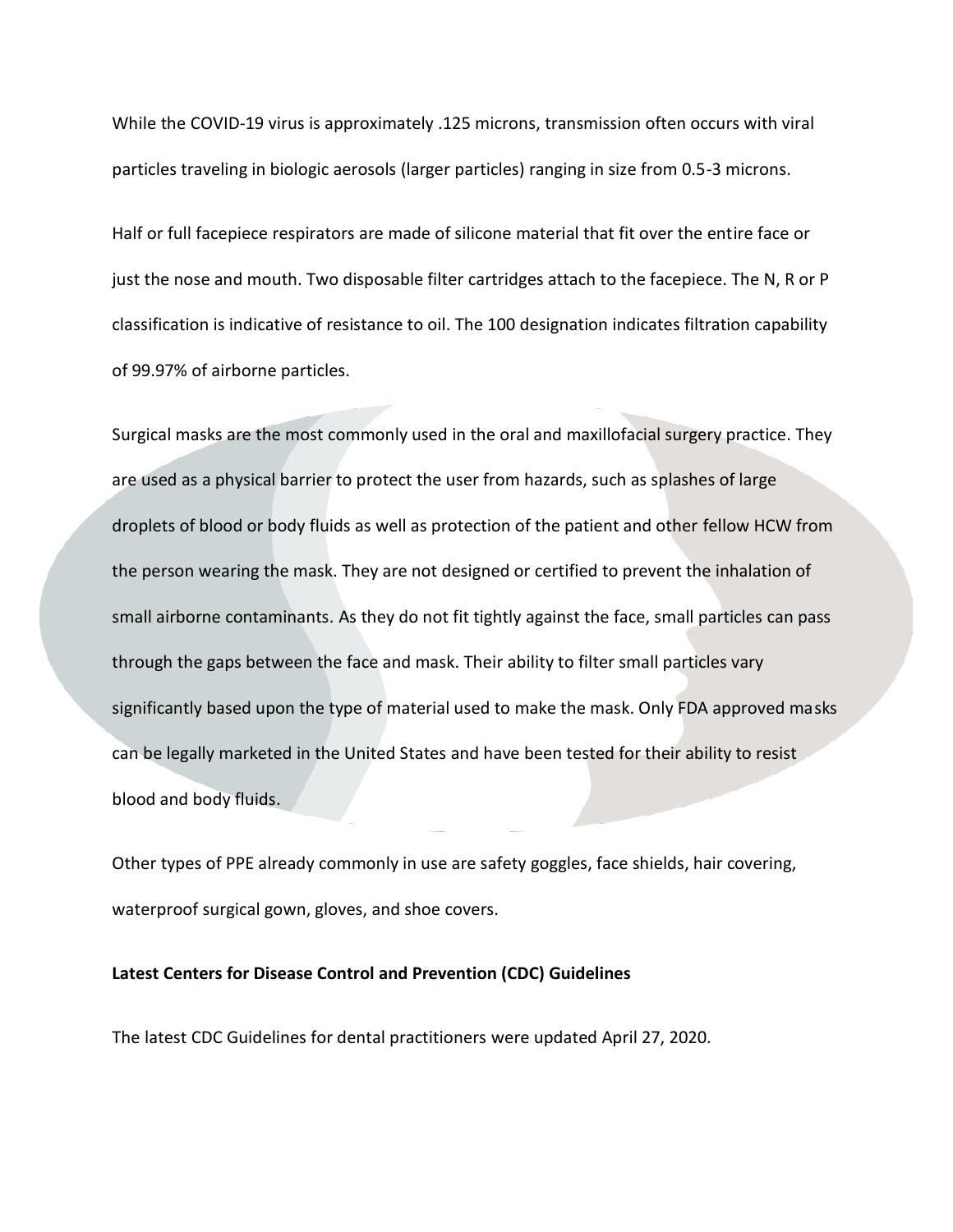While the COVID-19 virus is approximately .125 microns, transmission often occurs with viral particles traveling in biologic aerosols (larger particles) ranging in size from 0.5-3 microns.

Half or full facepiece respirators are made of silicone material that fit over the entire face or just the nose and mouth. Two disposable filter cartridges attach to the facepiece. The N, R or P classification is indicative of resistance to oil. The 100 designation indicates filtration capability of 99.97% of airborne particles.

Surgical masks are the most commonly used in the oral and maxillofacial surgery practice. They are used as a physical barrier to protect the user from hazards, such as splashes of large droplets of blood or body fluids as well as protection of the patient and other fellow HCW from the person wearing the mask. They are not designed or certified to prevent the inhalation of small airborne contaminants. As they do not fit tightly against the face, small particles can pass through the gaps between the face and mask. Their ability to filter small particles vary significantly based upon the type of material used to make the mask. Only FDA approved masks can be legally marketed in the United States and have been tested for their ability to resist blood and body fluids.

Other types of PPE already commonly in use are safety goggles, face shields, hair covering, waterproof surgical gown, gloves, and shoe covers.

**Latest Centers for Disease Control and Prevention (CDC) Guidelines**

The latest CDC Guidelines for dental practitioners were updated April 27, 2020.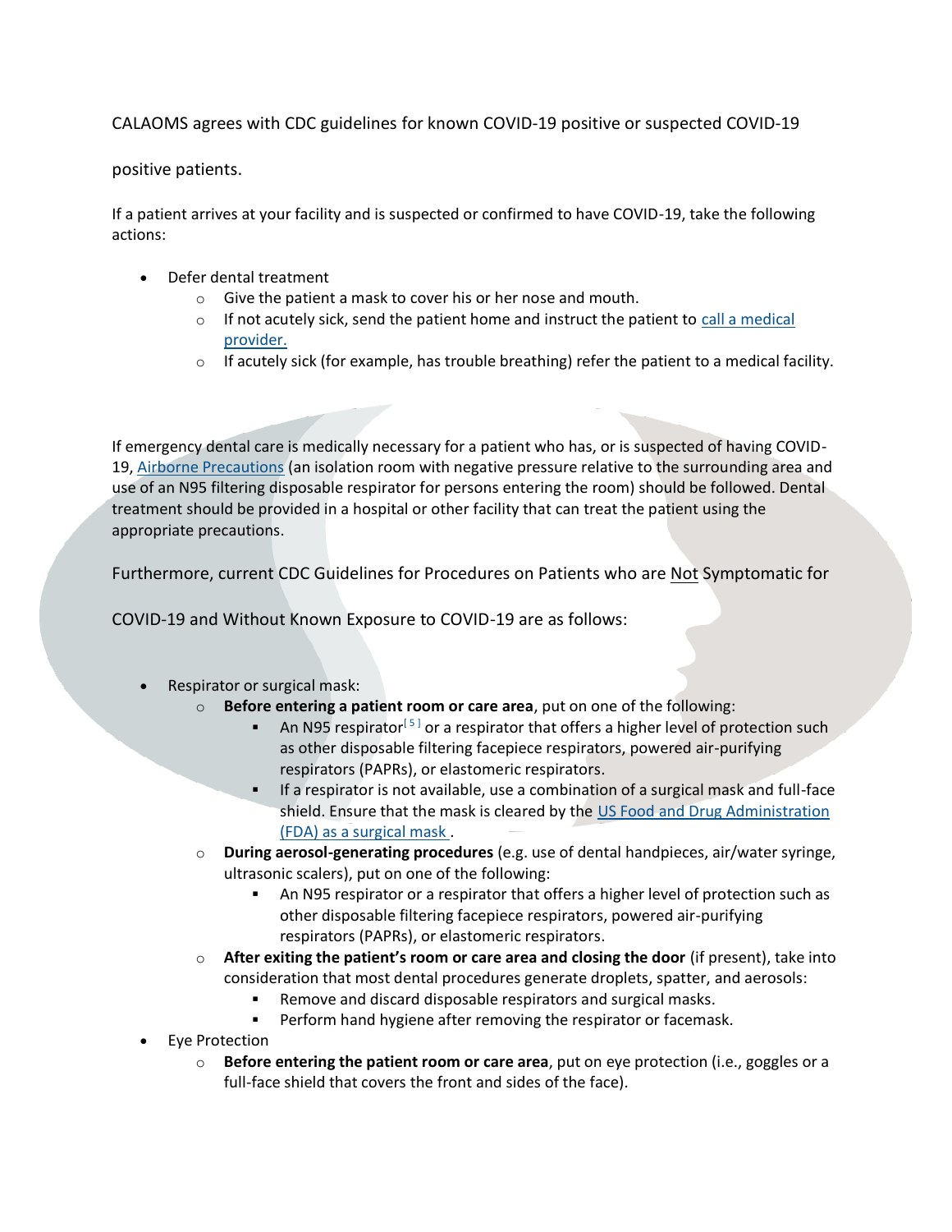CALAOMS agrees with CDC guidelines for known COVID-19 positive or suspected COVID-19 positive patients.

If a patient arrives at your facility and is suspected or confirmed to have COVID-19, take the following actions:

- Defer dental treatment
  - Give the patient a mask to cover his or her nose and mouth.
  - If not acutely sick, send the patient home and instruct the patient to call a medical provider.
  - If acutely sick (for example, has trouble breathing) refer the patient to a medical facility.

If emergency dental care is medically necessary for a patient who has, or is suspected of having COVID-19, Airborne Precautions (an isolation room with negative pressure relative to the surrounding area and use of an N95 filtering disposable respirator for persons entering the room) should be followed. Dental treatment should be provided in a hospital or other facility that can treat the patient using the appropriate precautions.

Furthermore, current CDC Guidelines for Procedures on Patients who are Not Symptomatic for COVID-19 and Without Known Exposure to COVID-19 are as follows:

- Respirator or surgical mask:
  - **Before entering a patient room or care area**, put on one of the following:
    - An N95 respirator[5] or a respirator that offers a higher level of protection such as other disposable filtering facepiece respirators, powered air-purifying respirators (PAPRs), or elastomeric respirators.
    - If a respirator is not available, use a combination of a surgical mask and full-face shield. Ensure that the mask is cleared by the US Food and Drug Administration (FDA) as a surgical mask .
  - **During aerosol-generating procedures** (e.g. use of dental handpieces, air/water syringe, ultrasonic scalers), put on one of the following:
    - An N95 respirator or a respirator that offers a higher level of protection such as other disposable filtering facepiece respirators, powered air-purifying respirators (PAPRs), or elastomeric respirators.
  - **After exiting the patient's room or care area and closing the door** (if present), take into consideration that most dental procedures generate droplets, spatter, and aerosols:
    - Remove and discard disposable respirators and surgical masks.
    - Perform hand hygiene after removing the respirator or facemask.
- Eye Protection
  - **Before entering the patient room or care area**, put on eye protection (i.e., goggles or a full-face shield that covers the front and sides of the face).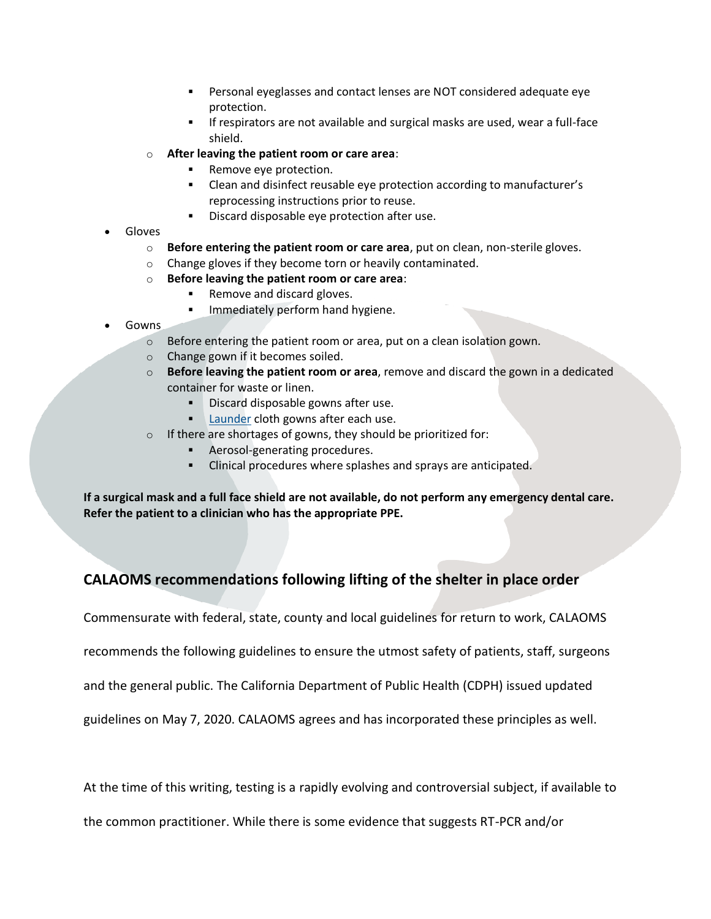- Personal eyeglasses and contact lenses are NOT considered adequate eye protection.
      - If respirators are not available and surgical masks are used, wear a full-face shield.
    - **After leaving the patient room or care area**:
      - Remove eye protection.
      - Clean and disinfect reusable eye protection according to manufacturer's reprocessing instructions prior to reuse.
      - Discard disposable eye protection after use.
- Gloves
    - **Before entering the patient room or care area**, put on clean, non-sterile gloves.
    - Change gloves if they become torn or heavily contaminated.
    - **Before leaving the patient room or care area**:
      - Remove and discard gloves.
      - Immediately perform hand hygiene.
- Gowns
    - Before entering the patient room or area, put on a clean isolation gown.
    - Change gown if it becomes soiled.
    - **Before leaving the patient room or area**, remove and discard the gown in a dedicated container for waste or linen.
      - Discard disposable gowns after use.
      - Launder cloth gowns after each use.
    - If there are shortages of gowns, they should be prioritized for:
      - Aerosol-generating procedures.
      - Clinical procedures where splashes and sprays are anticipated.

**If a surgical mask and a full face shield are not available, do not perform any emergency dental care. Refer the patient to a clinician who has the appropriate PPE.**

## CALAOMS recommendations following lifting of the shelter in place order

Commensurate with federal, state, county and local guidelines for return to work, CALAOMS recommends the following guidelines to ensure the utmost safety of patients, staff, surgeons and the general public. The California Department of Public Health (CDPH) issued updated guidelines on May 7, 2020. CALAOMS agrees and has incorporated these principles as well.

At the time of this writing, testing is a rapidly evolving and controversial subject, if available to the common practitioner. While there is some evidence that suggests RT-PCR and/or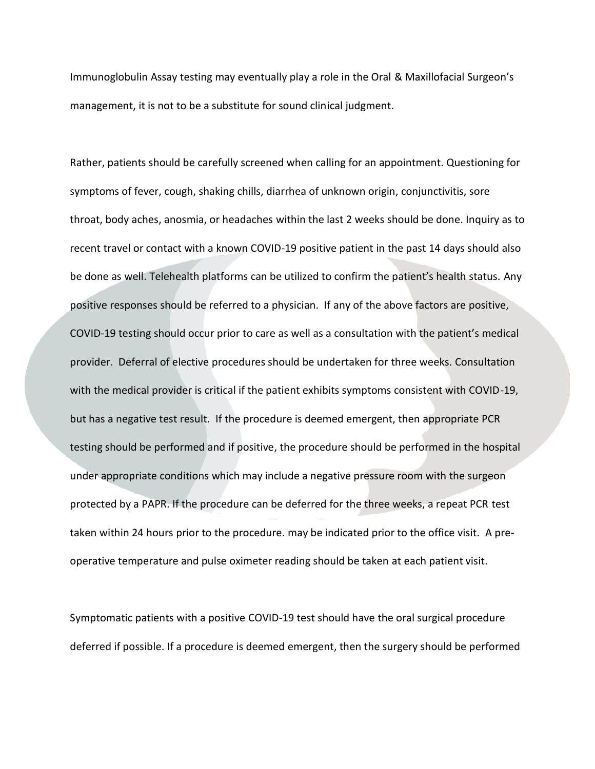Immunoglobulin Assay testing may eventually play a role in the Oral & Maxillofacial Surgeon's management, it is not to be a substitute for sound clinical judgment.

Rather, patients should be carefully screened when calling for an appointment. Questioning for symptoms of fever, cough, shaking chills, diarrhea of unknown origin, conjunctivitis, sore throat, body aches, anosmia, or headaches within the last 2 weeks should be done. Inquiry as to recent travel or contact with a known COVID-19 positive patient in the past 14 days should also be done as well. Telehealth platforms can be utilized to confirm the patient's health status. Any positive responses should be referred to a physician. If any of the above factors are positive, COVID-19 testing should occur prior to care as well as a consultation with the patient's medical provider. Deferral of elective procedures should be undertaken for three weeks. Consultation with the medical provider is critical if the patient exhibits symptoms consistent with COVID-19, but has a negative test result. If the procedure is deemed emergent, then appropriate PCR testing should be performed and if positive, the procedure should be performed in the hospital under appropriate conditions which may include a negative pressure room with the surgeon protected by a PAPR. If the procedure can be deferred for the three weeks, a repeat PCR test taken within 24 hours prior to the procedure. may be indicated prior to the office visit. A pre-operative temperature and pulse oximeter reading should be taken at each patient visit.

Symptomatic patients with a positive COVID-19 test should have the oral surgical procedure deferred if possible. If a procedure is deemed emergent, then the surgery should be performed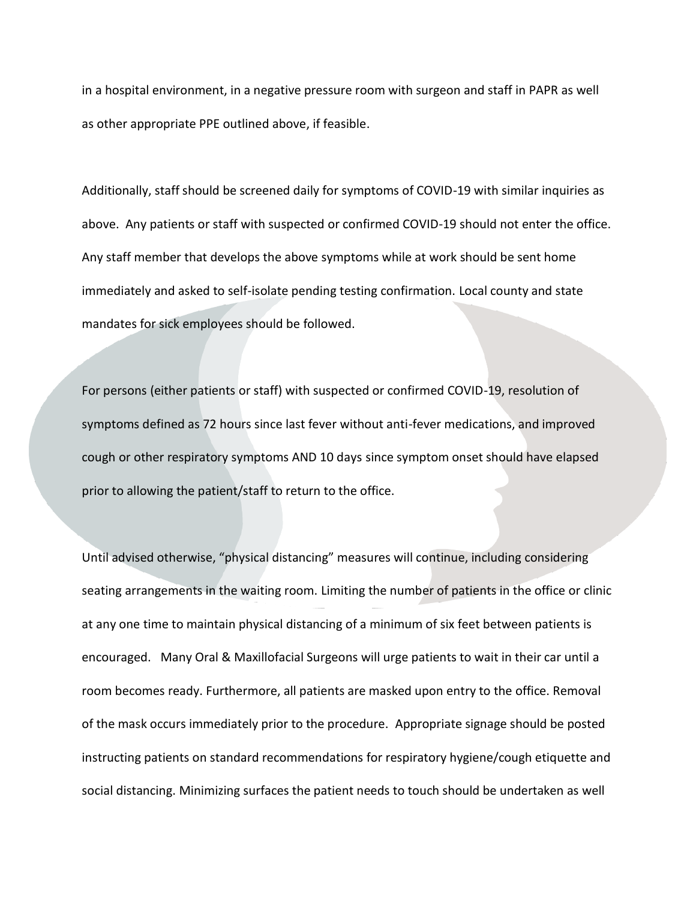in a hospital environment, in a negative pressure room with surgeon and staff in PAPR as well as other appropriate PPE outlined above, if feasible.

Additionally, staff should be screened daily for symptoms of COVID-19 with similar inquiries as above. Any patients or staff with suspected or confirmed COVID-19 should not enter the office. Any staff member that develops the above symptoms while at work should be sent home immediately and asked to self-isolate pending testing confirmation. Local county and state mandates for sick employees should be followed.

For persons (either patients or staff) with suspected or confirmed COVID-19, resolution of symptoms defined as 72 hours since last fever without anti-fever medications, and improved cough or other respiratory symptoms AND 10 days since symptom onset should have elapsed prior to allowing the patient/staff to return to the office.

Until advised otherwise, "physical distancing" measures will continue, including considering seating arrangements in the waiting room. Limiting the number of patients in the office or clinic at any one time to maintain physical distancing of a minimum of six feet between patients is encouraged. Many Oral & Maxillofacial Surgeons will urge patients to wait in their car until a room becomes ready. Furthermore, all patients are masked upon entry to the office. Removal of the mask occurs immediately prior to the procedure. Appropriate signage should be posted instructing patients on standard recommendations for respiratory hygiene/cough etiquette and social distancing. Minimizing surfaces the patient needs to touch should be undertaken as well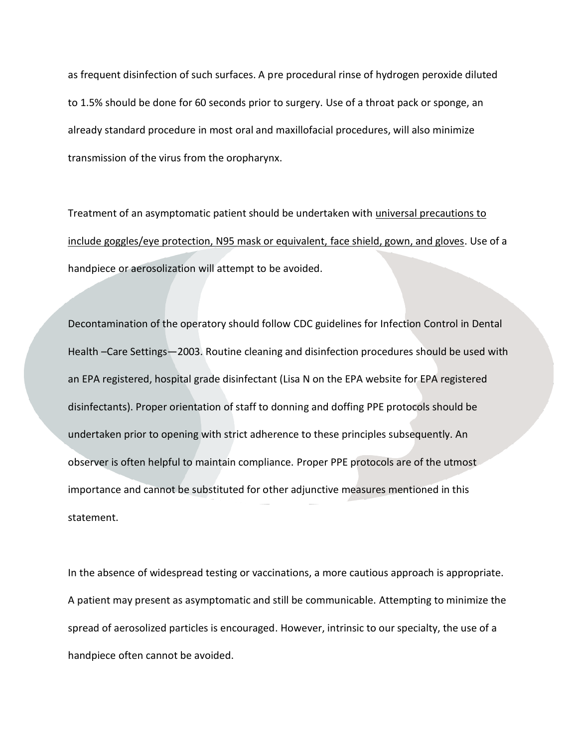as frequent disinfection of such surfaces. A pre procedural rinse of hydrogen peroxide diluted to 1.5% should be done for 60 seconds prior to surgery. Use of a throat pack or sponge, an already standard procedure in most oral and maxillofacial procedures, will also minimize transmission of the virus from the oropharynx.

Treatment of an asymptomatic patient should be undertaken with <u>universal precautions to include goggles/eye protection, N95 mask or equivalent, face shield, gown, and gloves</u>. Use of a handpiece or aerosolization will attempt to be avoided.

Decontamination of the operatory should follow CDC guidelines for Infection Control in Dental Health –Care Settings—2003. Routine cleaning and disinfection procedures should be used with an EPA registered, hospital grade disinfectant (Lisa N on the EPA website for EPA registered disinfectants). Proper orientation of staff to donning and doffing PPE protocols should be undertaken prior to opening with strict adherence to these principles subsequently. An observer is often helpful to maintain compliance. Proper PPE protocols are of the utmost importance and cannot be substituted for other adjunctive measures mentioned in this statement.

In the absence of widespread testing or vaccinations, a more cautious approach is appropriate. A patient may present as asymptomatic and still be communicable. Attempting to minimize the spread of aerosolized particles is encouraged. However, intrinsic to our specialty, the use of a handpiece often cannot be avoided.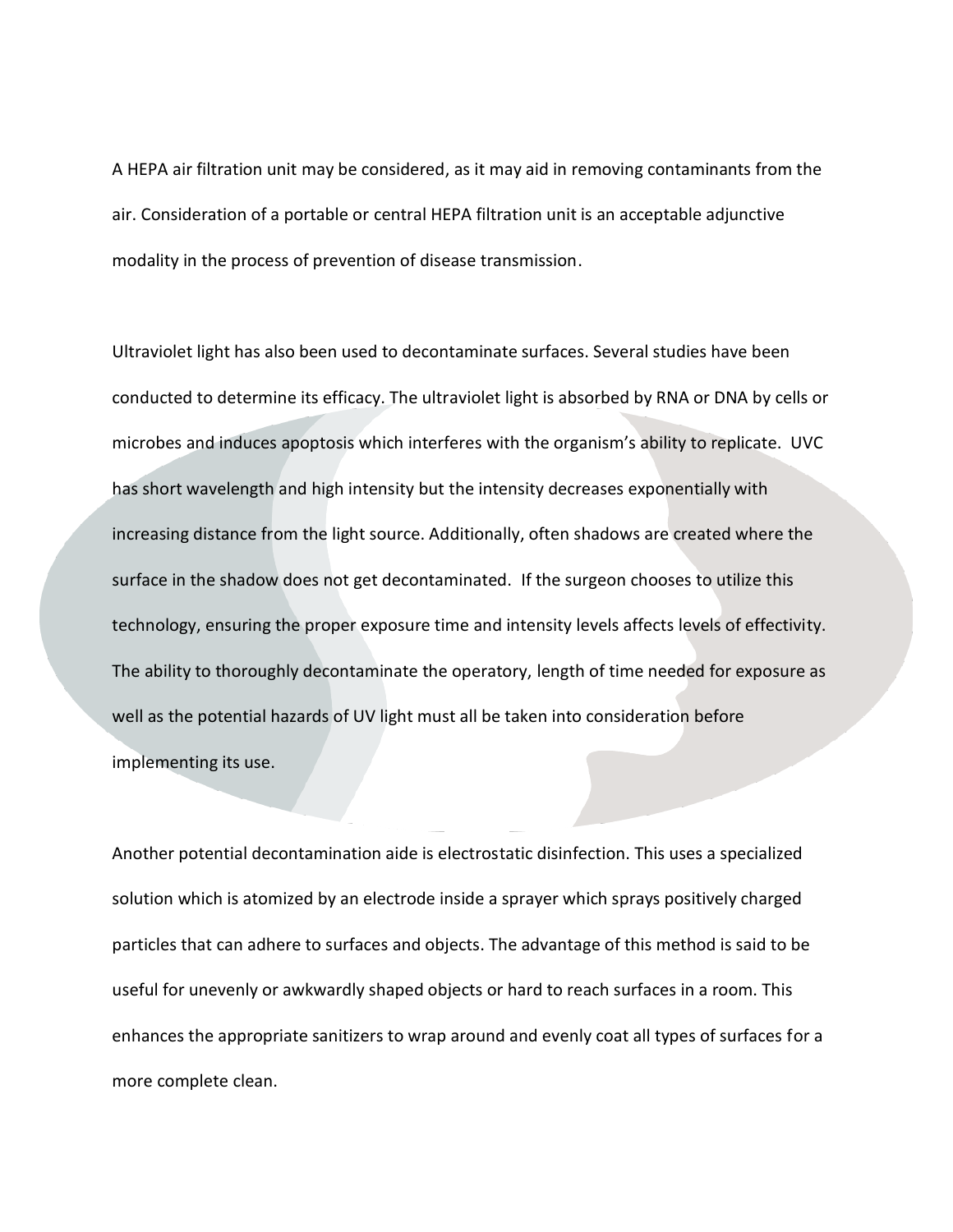A HEPA air filtration unit may be considered, as it may aid in removing contaminants from the air. Consideration of a portable or central HEPA filtration unit is an acceptable adjunctive modality in the process of prevention of disease transmission.

Ultraviolet light has also been used to decontaminate surfaces. Several studies have been conducted to determine its efficacy. The ultraviolet light is absorbed by RNA or DNA by cells or microbes and induces apoptosis which interferes with the organism's ability to replicate. UVC has short wavelength and high intensity but the intensity decreases exponentially with increasing distance from the light source. Additionally, often shadows are created where the surface in the shadow does not get decontaminated. If the surgeon chooses to utilize this technology, ensuring the proper exposure time and intensity levels affects levels of effectivity. The ability to thoroughly decontaminate the operatory, length of time needed for exposure as well as the potential hazards of UV light must all be taken into consideration before implementing its use.

Another potential decontamination aide is electrostatic disinfection. This uses a specialized solution which is atomized by an electrode inside a sprayer which sprays positively charged particles that can adhere to surfaces and objects. The advantage of this method is said to be useful for unevenly or awkwardly shaped objects or hard to reach surfaces in a room. This enhances the appropriate sanitizers to wrap around and evenly coat all types of surfaces for a more complete clean.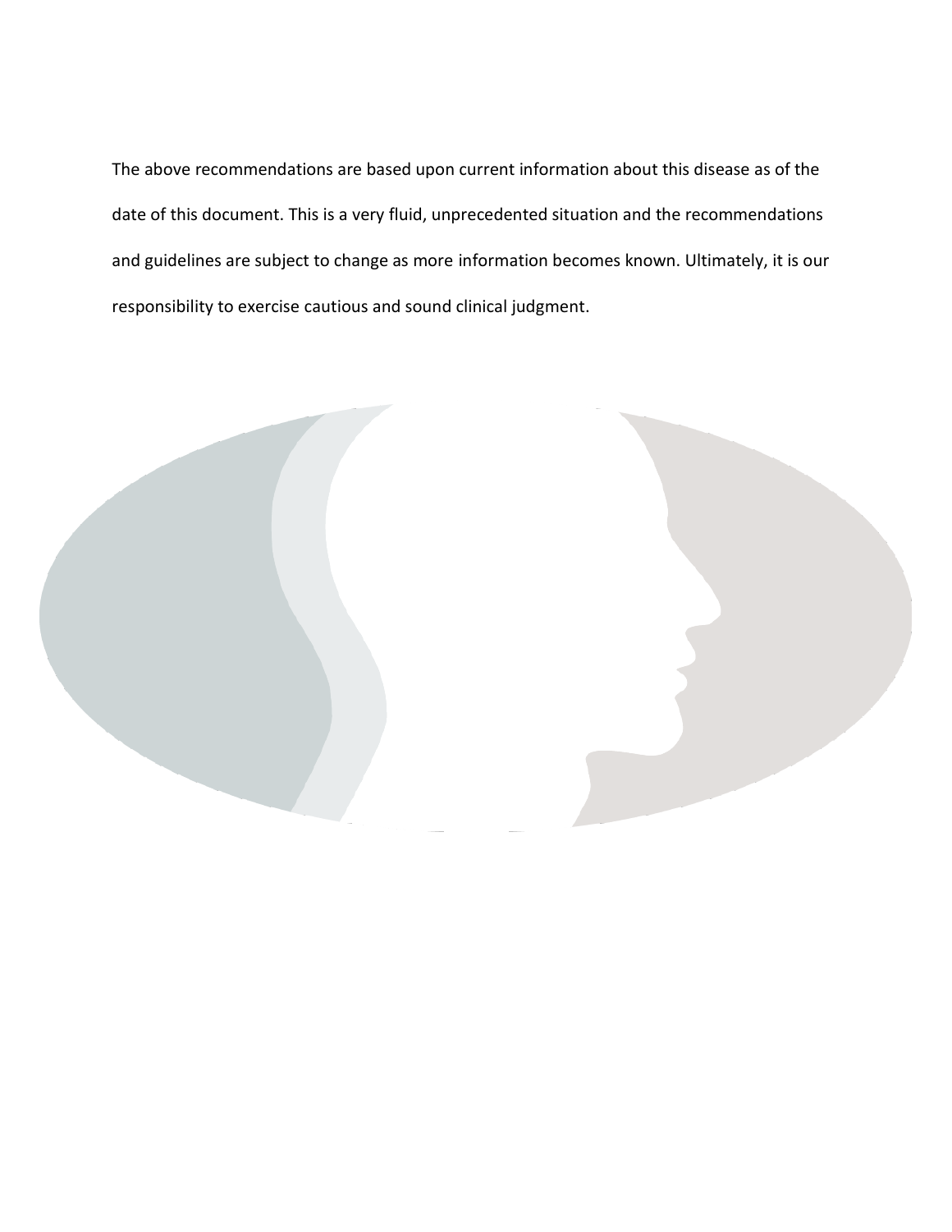The above recommendations are based upon current information about this disease as of the date of this document. This is a very fluid, unprecedented situation and the recommendations and guidelines are subject to change as more information becomes known. Ultimately, it is our responsibility to exercise cautious and sound clinical judgment.